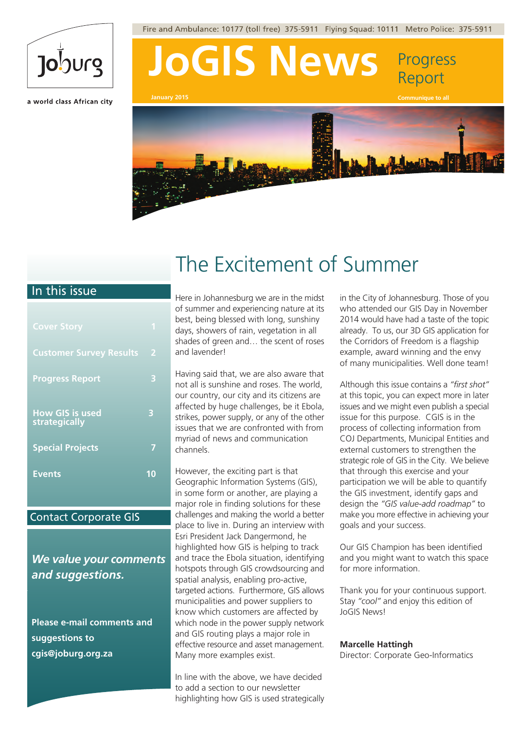Fire and Ambulance: 10177 (toll free) 375-5911 Flying Squad: 10111 Metro Police: 375-5911

Joburg

a world class African city

# JoGIS News

Progress Report

January 2015

Communique to all

## In this issue

| | |
|---|---|
| Cover Story | 1 |
| Customer Survey Results | 2 |
| Progress Report | 3 |
| How GIS is used strategically | 3 |
| Special Projects | 7 |
| Events | 10 |

## Contact Corporate GIS

***We value your comments and suggestions.***

**Please e-mail comments and suggestions to cgis@joburg.org.za**

# The Excitement of Summer

Here in Johannesburg we are in the midst of summer and experiencing nature at its best, being blessed with long, sunshiny days, showers of rain, vegetation in all shades of green and… the scent of roses and lavender!

Having said that, we are also aware that not all is sunshine and roses. The world, our country, our city and its citizens are affected by huge challenges, be it Ebola, strikes, power supply, or any of the other issues that we are confronted with from myriad of news and communication channels.

However, the exciting part is that Geographic Information Systems (GIS), in some form or another, are playing a major role in finding solutions for these challenges and making the world a better place to live in. During an interview with Esri President Jack Dangermond, he highlighted how GIS is helping to track and trace the Ebola situation, identifying hotspots through GIS crowdsourcing and spatial analysis, enabling pro-active, targeted actions. Furthermore, GIS allows municipalities and power suppliers to know which customers are affected by which node in the power supply network and GIS routing plays a major role in effective resource and asset management. Many more examples exist.

In line with the above, we have decided to add a section to our newsletter highlighting how GIS is used strategically in the City of Johannesburg. Those of you who attended our GIS Day in November 2014 would have had a taste of the topic already. To us, our 3D GIS application for the Corridors of Freedom is a flagship example, award winning and the envy of many municipalities. Well done team!

Although this issue contains a *"first shot"* at this topic, you can expect more in later issues and we might even publish a special issue for this purpose. CGIS is in the process of collecting information from COJ Departments, Municipal Entities and external customers to strengthen the strategic role of GIS in the City. We believe that through this exercise and your participation we will be able to quantify the GIS investment, identify gaps and design the *"GIS value-add roadmap"* to make you more effective in achieving your goals and your success.

Our GIS Champion has been identified and you might want to watch this space for more information.

Thank you for your continuous support. Stay *"cool"* and enjoy this edition of JoGIS News!

**Marcelle Hattingh**
Director: Corporate Geo-Informatics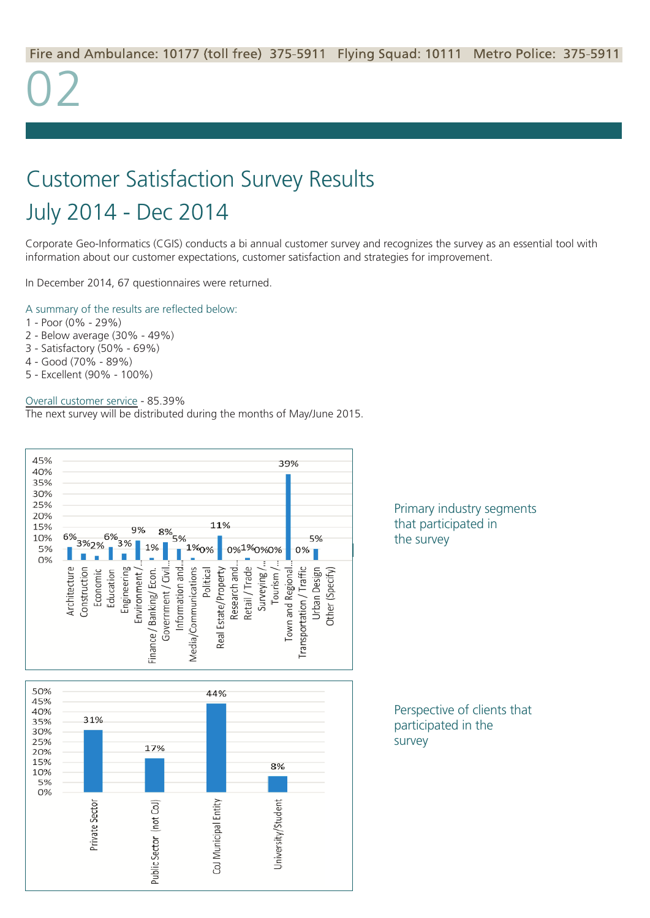Fire and Ambulance: 10177 (toll free) 375-5911 Flying Squad: 10111 Metro Police: 375-5911

02

# Customer Satisfaction Survey Results

## July 2014 - Dec 2014

Corporate Geo-Informatics (CGIS) conducts a bi annual customer survey and recognizes the survey as an essential tool with information about our customer expectations, customer satisfaction and strategies for improvement.

In December 2014, 67 questionnaires were returned.

A summary of the results are reflected below:

1 - Poor (0% - 29%)
2 - Below average (30% - 49%)
3 - Satisfactory (50% - 69%)
4 - Good (70% - 89%)
5 - Excellent (90% - 100%)

Overall customer service - 85.39%

The next survey will be distributed during the months of May/June 2015.

| Industry segment | % |
|---|---|
| Architecture | 6% |
| Construction | 3% |
| Economic | 2% |
| Education | 6% |
| Engineering | 3% |
| Environment /... | 9% |
| Finance / Banking/ Econ. | 1% |
| Government / Civil... | 8% |
| Information and... | 5% |
| Media/Communications | 1% |
| Political | 0% |
| Real Estate/Property | 11% |
| Research and... | 0% |
| Retail / Trade | 1% |
| Surveying /... | 0% |
| Tourism /... | 0% |
| Town and Regional... | 39% |
| Transportation / Traffic | 0% |
| Urban Design | 5% |
| Other (Specify) | |

Primary industry segments that participated in the survey

| Client perspective | % |
|---|---|
| Private Sector | 31% |
| Public Sector (not CoJ) | 17% |
| CoJ Municipal Entity | 44% |
| University/Student | 8% |

Perspective of clients that participated in the survey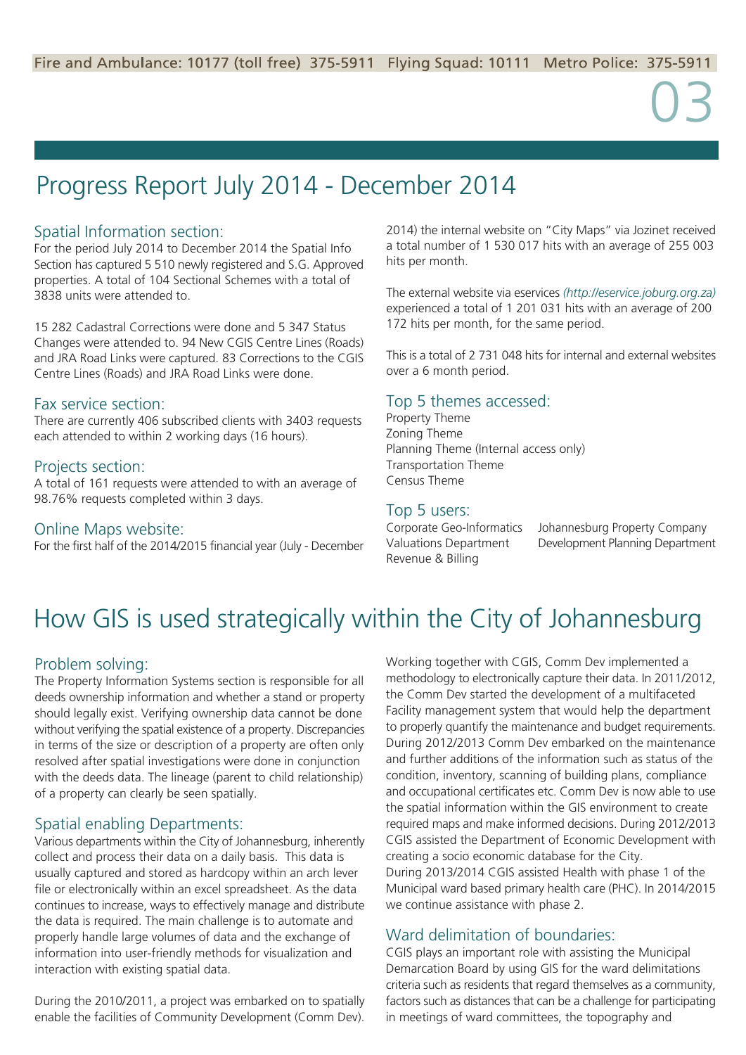# Progress Report July 2014 - December 2014

## Spatial Information section:

For the period July 2014 to December 2014 the Spatial Info Section has captured 5 510 newly registered and S.G. Approved properties. A total of 104 Sectional Schemes with a total of 3838 units were attended to.

15 282 Cadastral Corrections were done and 5 347 Status Changes were attended to. 94 New CGIS Centre Lines (Roads) and JRA Road Links were captured. 83 Corrections to the CGIS Centre Lines (Roads) and JRA Road Links were done.

## Fax service section:

There are currently 406 subscribed clients with 3403 requests each attended to within 2 working days (16 hours).

## Projects section:

A total of 161 requests were attended to with an average of 98.76% requests completed within 3 days.

## Online Maps website:

For the first half of the 2014/2015 financial year (July - December 2014) the internal website on "City Maps" via Jozinet received a total number of 1 530 017 hits with an average of 255 003 hits per month.

The external website via eservices *(http://eservice.joburg.org.za)* experienced a total of 1 201 031 hits with an average of 200 172 hits per month, for the same period.

This is a total of 2 731 048 hits for internal and external websites over a 6 month period.

## Top 5 themes accessed:

Property Theme
Zoning Theme
Planning Theme (Internal access only)
Transportation Theme
Census Theme

## Top 5 users:

Corporate Geo-Informatics
Valuations Department
Revenue & Billing
Johannesburg Property Company
Development Planning Department

# How GIS is used strategically within the City of Johannesburg

## Problem solving:

The Property Information Systems section is responsible for all deeds ownership information and whether a stand or property should legally exist. Verifying ownership data cannot be done without verifying the spatial existence of a property. Discrepancies in terms of the size or description of a property are often only resolved after spatial investigations were done in conjunction with the deeds data. The lineage (parent to child relationship) of a property can clearly be seen spatially.

## Spatial enabling Departments:

Various departments within the City of Johannesburg, inherently collect and process their data on a daily basis. This data is usually captured and stored as hardcopy within an arch lever file or electronically within an excel spreadsheet. As the data continues to increase, ways to effectively manage and distribute the data is required. The main challenge is to automate and properly handle large volumes of data and the exchange of information into user-friendly methods for visualization and interaction with existing spatial data.

During the 2010/2011, a project was embarked on to spatially enable the facilities of Community Development (Comm Dev). Working together with CGIS, Comm Dev implemented a methodology to electronically capture their data. In 2011/2012, the Comm Dev started the development of a multifaceted Facility management system that would help the department to properly quantify the maintenance and budget requirements. During 2012/2013 Comm Dev embarked on the maintenance and further additions of the information such as status of the condition, inventory, scanning of building plans, compliance and occupational certificates etc. Comm Dev is now able to use the spatial information within the GIS environment to create required maps and make informed decisions. During 2012/2013 CGIS assisted the Department of Economic Development with creating a socio economic database for the City.
During 2013/2014 CGIS assisted Health with phase 1 of the Municipal ward based primary health care (PHC). In 2014/2015 we continue assistance with phase 2.

## Ward delimitation of boundaries:

CGIS plays an important role with assisting the Municipal Demarcation Board by using GIS for the ward delimitations criteria such as residents that regard themselves as a community, factors such as distances that can be a challenge for participating in meetings of ward committees, the topography and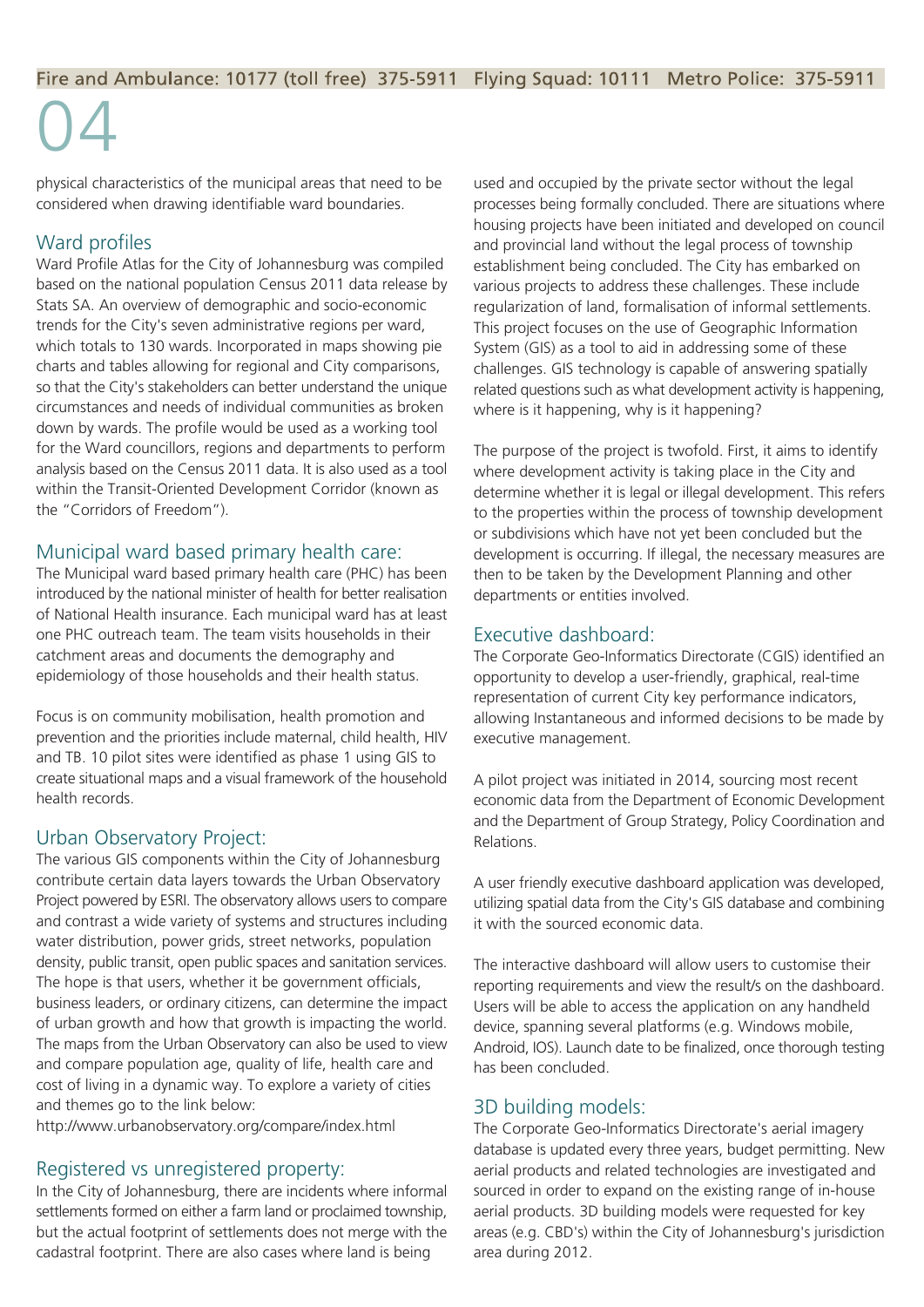physical characteristics of the municipal areas that need to be considered when drawing identifiable ward boundaries.

## Ward profiles

Ward Profile Atlas for the City of Johannesburg was compiled based on the national population Census 2011 data release by Stats SA. An overview of demographic and socio-economic trends for the City's seven administrative regions per ward, which totals to 130 wards. Incorporated in maps showing pie charts and tables allowing for regional and City comparisons, so that the City's stakeholders can better understand the unique circumstances and needs of individual communities as broken down by wards. The profile would be used as a working tool for the Ward councillors, regions and departments to perform analysis based on the Census 2011 data. It is also used as a tool within the Transit-Oriented Development Corridor (known as the "Corridors of Freedom").

## Municipal ward based primary health care:

The Municipal ward based primary health care (PHC) has been introduced by the national minister of health for better realisation of National Health insurance. Each municipal ward has at least one PHC outreach team. The team visits households in their catchment areas and documents the demography and epidemiology of those households and their health status.

Focus is on community mobilisation, health promotion and prevention and the priorities include maternal, child health, HIV and TB. 10 pilot sites were identified as phase 1 using GIS to create situational maps and a visual framework of the household health records.

## Urban Observatory Project:

The various GIS components within the City of Johannesburg contribute certain data layers towards the Urban Observatory Project powered by ESRI. The observatory allows users to compare and contrast a wide variety of systems and structures including water distribution, power grids, street networks, population density, public transit, open public spaces and sanitation services. The hope is that users, whether it be government officials, business leaders, or ordinary citizens, can determine the impact of urban growth and how that growth is impacting the world. The maps from the Urban Observatory can also be used to view and compare population age, quality of life, health care and cost of living in a dynamic way. To explore a variety of cities and themes go to the link below:

http://www.urbanobservatory.org/compare/index.html

## Registered vs unregistered property:

In the City of Johannesburg, there are incidents where informal settlements formed on either a farm land or proclaimed township, but the actual footprint of settlements does not merge with the cadastral footprint. There are also cases where land is being used and occupied by the private sector without the legal processes being formally concluded. There are situations where housing projects have been initiated and developed on council and provincial land without the legal process of township establishment being concluded. The City has embarked on various projects to address these challenges. These include regularization of land, formalisation of informal settlements. This project focuses on the use of Geographic Information System (GIS) as a tool to aid in addressing some of these challenges. GIS technology is capable of answering spatially related questions such as what development activity is happening, where is it happening, why is it happening?

The purpose of the project is twofold. First, it aims to identify where development activity is taking place in the City and determine whether it is legal or illegal development. This refers to the properties within the process of township development or subdivisions which have not yet been concluded but the development is occurring. If illegal, the necessary measures are then to be taken by the Development Planning and other departments or entities involved.

## Executive dashboard:

The Corporate Geo-Informatics Directorate (CGIS) identified an opportunity to develop a user-friendly, graphical, real-time representation of current City key performance indicators, allowing Instantaneous and informed decisions to be made by executive management.

A pilot project was initiated in 2014, sourcing most recent economic data from the Department of Economic Development and the Department of Group Strategy, Policy Coordination and Relations.

A user friendly executive dashboard application was developed, utilizing spatial data from the City's GIS database and combining it with the sourced economic data.

The interactive dashboard will allow users to customise their reporting requirements and view the result/s on the dashboard. Users will be able to access the application on any handheld device, spanning several platforms (e.g. Windows mobile, Android, IOS). Launch date to be finalized, once thorough testing has been concluded.

## 3D building models:

The Corporate Geo-Informatics Directorate's aerial imagery database is updated every three years, budget permitting. New aerial products and related technologies are investigated and sourced in order to expand on the existing range of in-house aerial products. 3D building models were requested for key areas (e.g. CBD's) within the City of Johannesburg's jurisdiction area during 2012.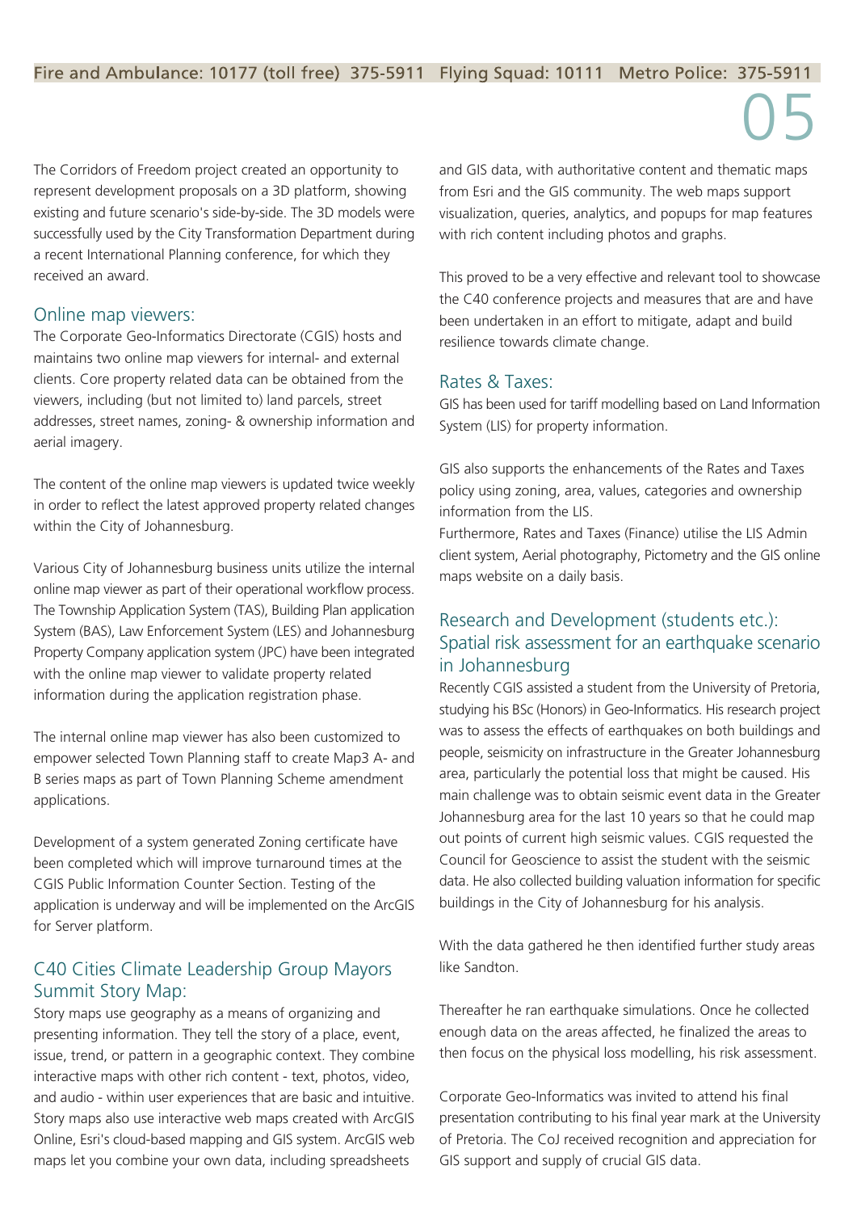The Corridors of Freedom project created an opportunity to represent development proposals on a 3D platform, showing existing and future scenario's side-by-side. The 3D models were successfully used by the City Transformation Department during a recent International Planning conference, for which they received an award.

## Online map viewers:

The Corporate Geo-Informatics Directorate (CGIS) hosts and maintains two online map viewers for internal- and external clients. Core property related data can be obtained from the viewers, including (but not limited to) land parcels, street addresses, street names, zoning- & ownership information and aerial imagery.

The content of the online map viewers is updated twice weekly in order to reflect the latest approved property related changes within the City of Johannesburg.

Various City of Johannesburg business units utilize the internal online map viewer as part of their operational workflow process. The Township Application System (TAS), Building Plan application System (BAS), Law Enforcement System (LES) and Johannesburg Property Company application system (JPC) have been integrated with the online map viewer to validate property related information during the application registration phase.

The internal online map viewer has also been customized to empower selected Town Planning staff to create Map3 A- and B series maps as part of Town Planning Scheme amendment applications.

Development of a system generated Zoning certificate have been completed which will improve turnaround times at the CGIS Public Information Counter Section. Testing of the application is underway and will be implemented on the ArcGIS for Server platform.

## C40 Cities Climate Leadership Group Mayors Summit Story Map:

Story maps use geography as a means of organizing and presenting information. They tell the story of a place, event, issue, trend, or pattern in a geographic context. They combine interactive maps with other rich content - text, photos, video, and audio - within user experiences that are basic and intuitive. Story maps also use interactive web maps created with ArcGIS Online, Esri's cloud-based mapping and GIS system. ArcGIS web maps let you combine your own data, including spreadsheets and GIS data, with authoritative content and thematic maps from Esri and the GIS community. The web maps support visualization, queries, analytics, and popups for map features with rich content including photos and graphs.

This proved to be a very effective and relevant tool to showcase the C40 conference projects and measures that are and have been undertaken in an effort to mitigate, adapt and build resilience towards climate change.

## Rates & Taxes:

GIS has been used for tariff modelling based on Land Information System (LIS) for property information.

GIS also supports the enhancements of the Rates and Taxes policy using zoning, area, values, categories and ownership information from the LIS.
Furthermore, Rates and Taxes (Finance) utilise the LIS Admin client system, Aerial photography, Pictometry and the GIS online maps website on a daily basis.

## Research and Development (students etc.): Spatial risk assessment for an earthquake scenario in Johannesburg

Recently CGIS assisted a student from the University of Pretoria, studying his BSc (Honors) in Geo-Informatics. His research project was to assess the effects of earthquakes on both buildings and people, seismicity on infrastructure in the Greater Johannesburg area, particularly the potential loss that might be caused. His main challenge was to obtain seismic event data in the Greater Johannesburg area for the last 10 years so that he could map out points of current high seismic values. CGIS requested the Council for Geoscience to assist the student with the seismic data. He also collected building valuation information for specific buildings in the City of Johannesburg for his analysis.

With the data gathered he then identified further study areas like Sandton.

Thereafter he ran earthquake simulations. Once he collected enough data on the areas affected, he finalized the areas to then focus on the physical loss modelling, his risk assessment.

Corporate Geo-Informatics was invited to attend his final presentation contributing to his final year mark at the University of Pretoria. The CoJ received recognition and appreciation for GIS support and supply of crucial GIS data.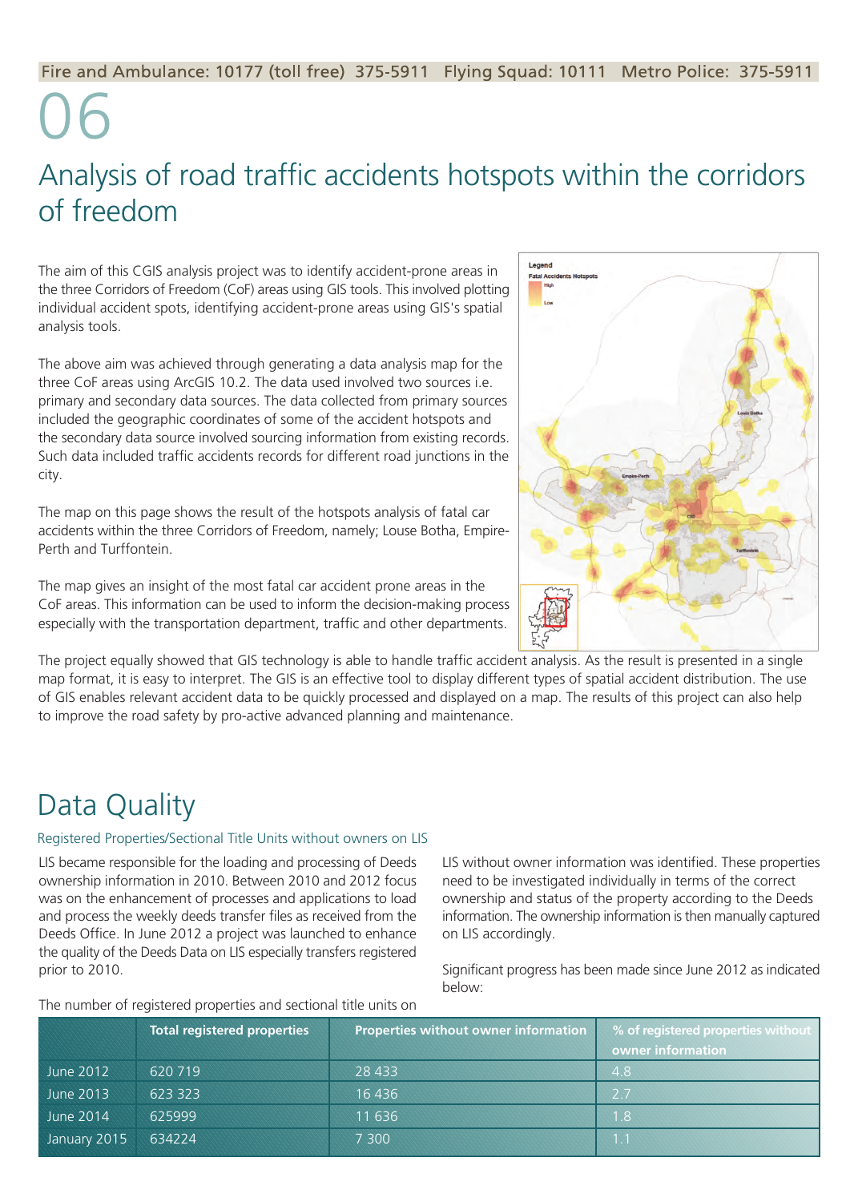# 06

## Analysis of road traffic accidents hotspots within the corridors of freedom

The aim of this CGIS analysis project was to identify accident-prone areas in the three Corridors of Freedom (CoF) areas using GIS tools. This involved plotting individual accident spots, identifying accident-prone areas using GIS's spatial analysis tools.

The above aim was achieved through generating a data analysis map for the three CoF areas using ArcGIS 10.2. The data used involved two sources i.e. primary and secondary data sources. The data collected from primary sources included the geographic coordinates of some of the accident hotspots and the secondary data source involved sourcing information from existing records. Such data included traffic accidents records for different road junctions in the city.

The map on this page shows the result of the hotspots analysis of fatal car accidents within the three Corridors of Freedom, namely; Louse Botha, Empire-Perth and Turffontein.

The map gives an insight of the most fatal car accident prone areas in the CoF areas. This information can be used to inform the decision-making process especially with the transportation department, traffic and other departments.

The project equally showed that GIS technology is able to handle traffic accident analysis. As the result is presented in a single map format, it is easy to interpret. The GIS is an effective tool to display different types of spatial accident distribution. The use of GIS enables relevant accident data to be quickly processed and displayed on a map. The results of this project can also help to improve the road safety by pro-active advanced planning and maintenance.

## Data Quality

### Registered Properties/Sectional Title Units without owners on LIS

LIS became responsible for the loading and processing of Deeds ownership information in 2010. Between 2010 and 2012 focus was on the enhancement of processes and applications to load and process the weekly deeds transfer files as received from the Deeds Office. In June 2012 a project was launched to enhance the quality of the Deeds Data on LIS especially transfers registered prior to 2010.

The number of registered properties and sectional title units on LIS without owner information was identified. These properties need to be investigated individually in terms of the correct ownership and status of the property according to the Deeds information. The ownership information is then manually captured on LIS accordingly.

Significant progress has been made since June 2012 as indicated below:

| | Total registered properties | Properties without owner information | % of registered properties without owner information |
|---|---|---|---|
| June 2012 | 620 719 | 28 433 | 4.8 |
| June 2013 | 623 323 | 16 436 | 2.7 |
| June 2014 | 625999 | 11 636 | 1.8 |
| January 2015 | 634224 | 7 300 | 1.1 |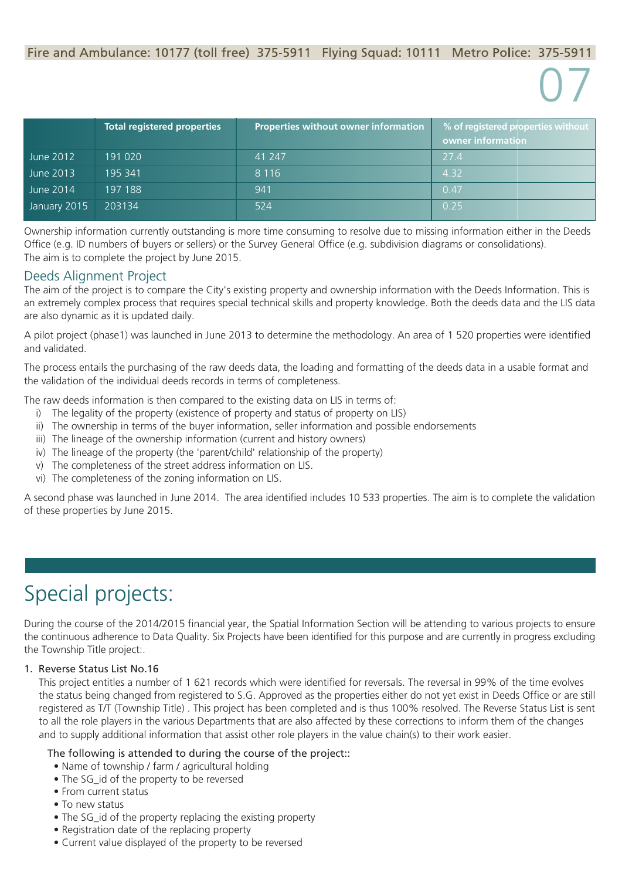|  | Total registered properties | Properties without owner information | % of registered properties without owner information |
|---|---|---|---|
| June 2012 | 191 020 | 41 247 | 27.4 |
| June 2013 | 195 341 | 8 116 | 4.32 |
| June 2014 | 197 188 | 941 | 0.47 |
| January 2015 | 203134 | 524 | 0.25 |

Ownership information currently outstanding is more time consuming to resolve due to missing information either in the Deeds Office (e.g. ID numbers of buyers or sellers) or the Survey General Office (e.g. subdivision diagrams or consolidations). The aim is to complete the project by June 2015.

## Deeds Alignment Project

The aim of the project is to compare the City's existing property and ownership information with the Deeds Information. This is an extremely complex process that requires special technical skills and property knowledge. Both the deeds data and the LIS data are also dynamic as it is updated daily.

A pilot project (phase1) was launched in June 2013 to determine the methodology. An area of 1 520 properties were identified and validated.

The process entails the purchasing of the raw deeds data, the loading and formatting of the deeds data in a usable format and the validation of the individual deeds records in terms of completeness.

The raw deeds information is then compared to the existing data on LIS in terms of:

i) The legality of the property (existence of property and status of property on LIS)
ii) The ownership in terms of the buyer information, seller information and possible endorsements
iii) The lineage of the ownership information (current and history owners)
iv) The lineage of the property (the 'parent/child' relationship of the property)
v) The completeness of the street address information on LIS.
vi) The completeness of the zoning information on LIS.

A second phase was launched in June 2014. The area identified includes 10 533 properties. The aim is to complete the validation of these properties by June 2015.

# Special projects:

During the course of the 2014/2015 financial year, the Spatial Information Section will be attending to various projects to ensure the continuous adherence to Data Quality. Six Projects have been identified for this purpose and are currently in progress excluding the Township Title project:.

1. Reverse Status List No.16

   This project entitles a number of 1 621 records which were identified for reversals. The reversal in 99% of the time evolves the status being changed from registered to S.G. Approved as the properties either do not yet exist in Deeds Office or are still registered as T/T (Township Title) . This project has been completed and is thus 100% resolved. The Reverse Status List is sent to all the role players in the various Departments that are also affected by these corrections to inform them of the changes and to supply additional information that assist other role players in the value chain(s) to their work easier.

   The following is attended to during the course of the project::

   - Name of township / farm / agricultural holding
   - The SG_id of the property to be reversed
   - From current status
   - To new status
   - The SG_id of the property replacing the existing property
   - Registration date of the replacing property
   - Current value displayed of the property to be reversed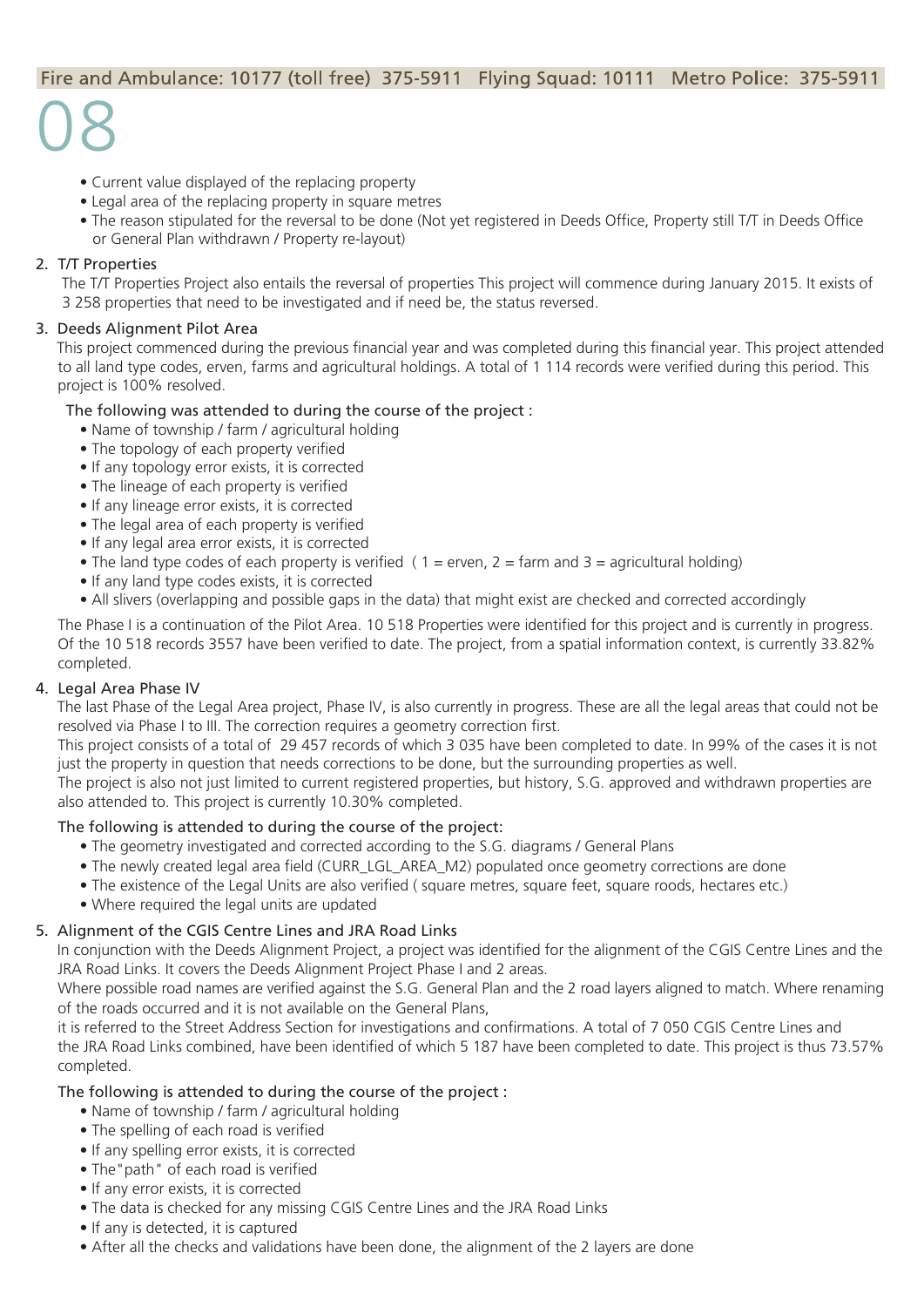- Current value displayed of the replacing property
- Legal area of the replacing property in square metres
- The reason stipulated for the reversal to be done (Not yet registered in Deeds Office, Property still T/T in Deeds Office or General Plan withdrawn / Property re-layout)

2. T/T Properties

The T/T Properties Project also entails the reversal of properties This project will commence during January 2015. It exists of 3 258 properties that need to be investigated and if need be, the status reversed.

3. Deeds Alignment Pilot Area

This project commenced during the previous financial year and was completed during this financial year. This project attended to all land type codes, erven, farms and agricultural holdings. A total of 1 114 records were verified during this period. This project is 100% resolved.

The following was attended to during the course of the project :

- Name of township / farm / agricultural holding
- The topology of each property verified
- If any topology error exists, it is corrected
- The lineage of each property is verified
- If any lineage error exists, it is corrected
- The legal area of each property is verified
- If any legal area error exists, it is corrected
- The land type codes of each property is verified ( 1 = erven, 2 = farm and 3 = agricultural holding)
- If any land type codes exists, it is corrected
- All slivers (overlapping and possible gaps in the data) that might exist are checked and corrected accordingly

The Phase I is a continuation of the Pilot Area. 10 518 Properties were identified for this project and is currently in progress. Of the 10 518 records 3557 have been verified to date. The project, from a spatial information context, is currently 33.82% completed.

4. Legal Area Phase IV

The last Phase of the Legal Area project, Phase IV, is also currently in progress. These are all the legal areas that could not be resolved via Phase I to III. The correction requires a geometry correction first.

This project consists of a total of 29 457 records of which 3 035 have been completed to date. In 99% of the cases it is not just the property in question that needs corrections to be done, but the surrounding properties as well.

The project is also not just limited to current registered properties, but history, S.G. approved and withdrawn properties are also attended to. This project is currently 10.30% completed.

The following is attended to during the course of the project:

- The geometry investigated and corrected according to the S.G. diagrams / General Plans
- The newly created legal area field (CURR_LGL_AREA_M2) populated once geometry corrections are done
- The existence of the Legal Units are also verified ( square metres, square feet, square roods, hectares etc.)
- Where required the legal units are updated

5. Alignment of the CGIS Centre Lines and JRA Road Links

In conjunction with the Deeds Alignment Project, a project was identified for the alignment of the CGIS Centre Lines and the JRA Road Links. It covers the Deeds Alignment Project Phase I and 2 areas.

Where possible road names are verified against the S.G. General Plan and the 2 road layers aligned to match. Where renaming of the roads occurred and it is not available on the General Plans,

it is referred to the Street Address Section for investigations and confirmations. A total of 7 050 CGIS Centre Lines and the JRA Road Links combined, have been identified of which 5 187 have been completed to date. This project is thus 73.57% completed.

The following is attended to during the course of the project :

- Name of township / farm / agricultural holding
- The spelling of each road is verified
- If any spelling error exists, it is corrected
- The "path" of each road is verified
- If any error exists, it is corrected
- The data is checked for any missing CGIS Centre Lines and the JRA Road Links
- If any is detected, it is captured
- After all the checks and validations have been done, the alignment of the 2 layers are done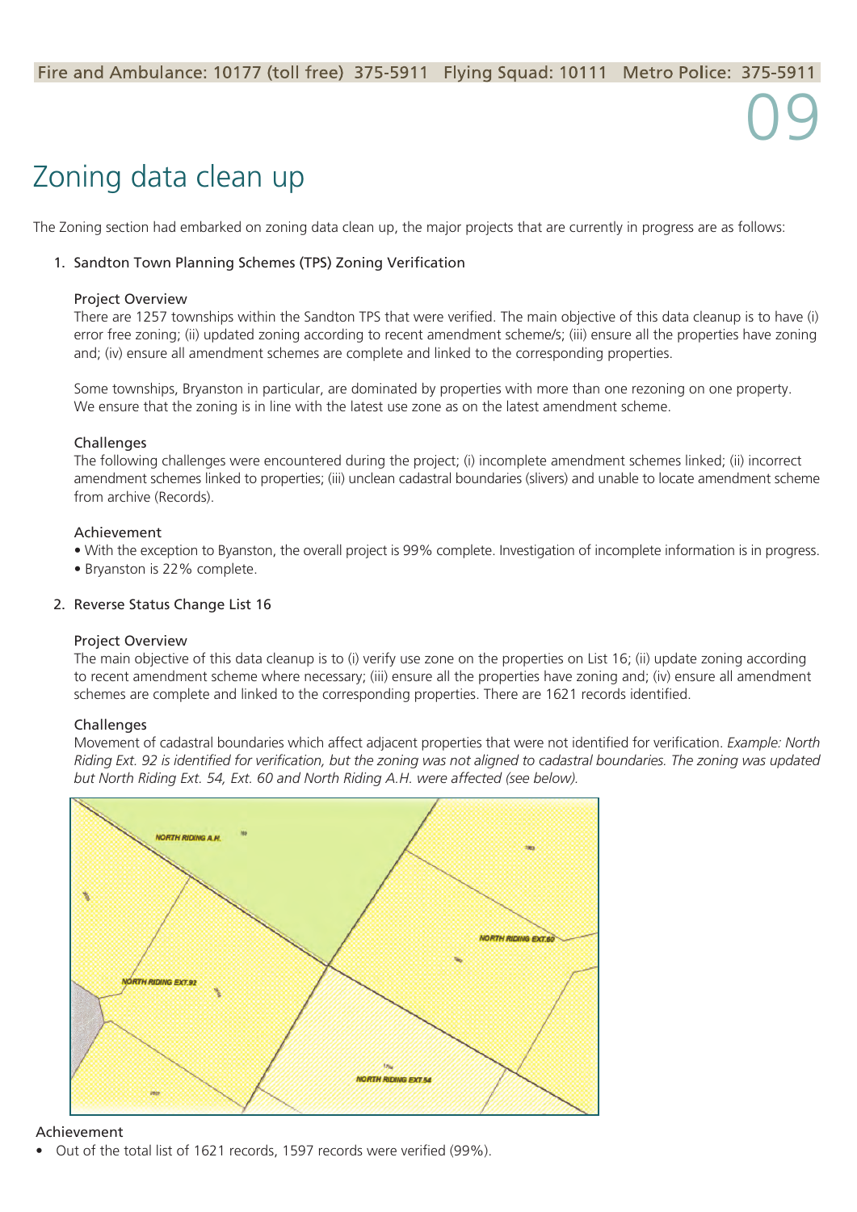# Zoning data clean up

The Zoning section had embarked on zoning data clean up, the major projects that are currently in progress are as follows:

1. Sandton Town Planning Schemes (TPS) Zoning Verification

   Project Overview

   There are 1257 townships within the Sandton TPS that were verified. The main objective of this data cleanup is to have (i) error free zoning; (ii) updated zoning according to recent amendment scheme/s; (iii) ensure all the properties have zoning and; (iv) ensure all amendment schemes are complete and linked to the corresponding properties.

   Some townships, Bryanston in particular, are dominated by properties with more than one rezoning on one property. We ensure that the zoning is in line with the latest use zone as on the latest amendment scheme.

   Challenges

   The following challenges were encountered during the project; (i) incomplete amendment schemes linked; (ii) incorrect amendment schemes linked to properties; (iii) unclean cadastral boundaries (slivers) and unable to locate amendment scheme from archive (Records).

   Achievement

   - With the exception to Byanston, the overall project is 99% complete. Investigation of incomplete information is in progress.
   - Bryanston is 22% complete.

2. Reverse Status Change List 16

   Project Overview

   The main objective of this data cleanup is to (i) verify use zone on the properties on List 16; (ii) update zoning according to recent amendment scheme where necessary; (iii) ensure all the properties have zoning and; (iv) ensure all amendment schemes are complete and linked to the corresponding properties. There are 1621 records identified.

   Challenges

   Movement of cadastral boundaries which affect adjacent properties that were not identified for verification. *Example: North Riding Ext. 92 is identified for verification, but the zoning was not aligned to cadastral boundaries. The zoning was updated but North Riding Ext. 54, Ext. 60 and North Riding A.H. were affected (see below).*

   Achievement

   - Out of the total list of 1621 records, 1597 records were verified (99%).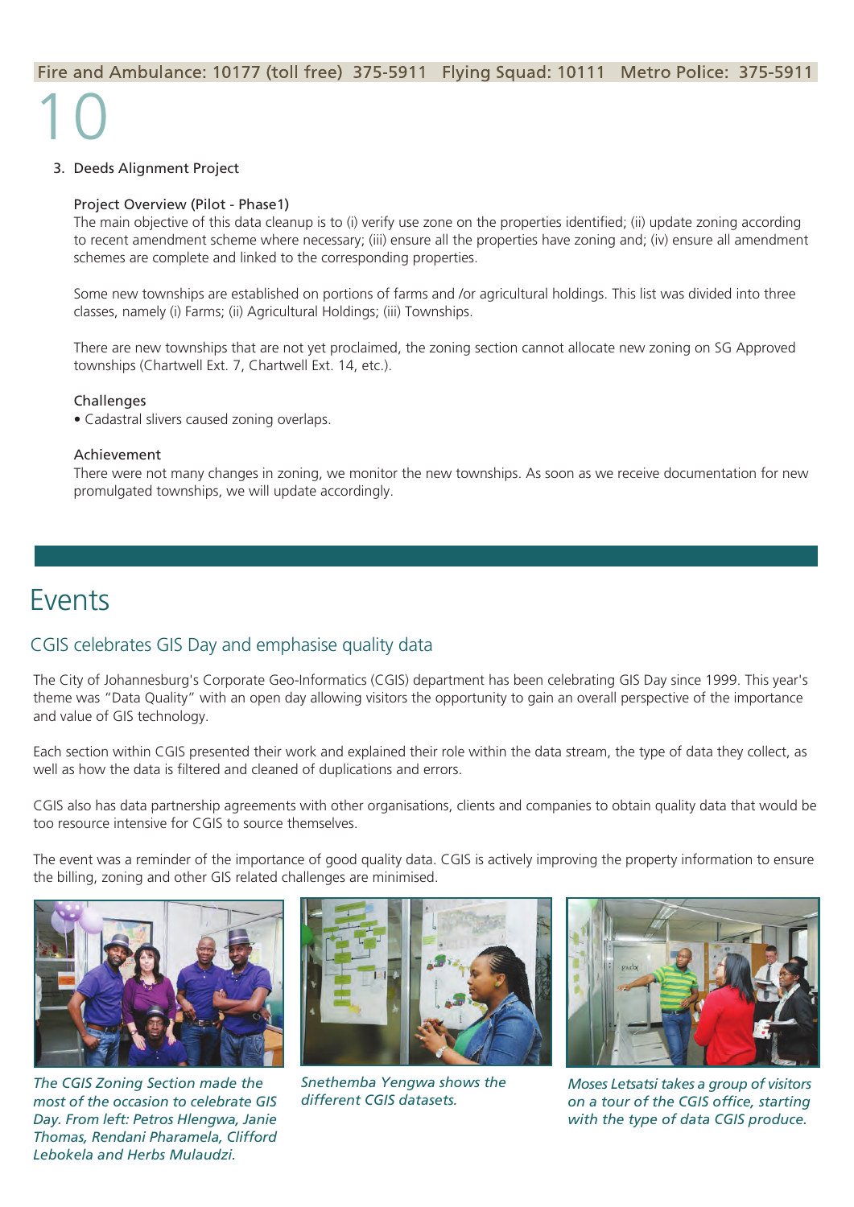3. Deeds Alignment Project

Project Overview (Pilot - Phase1)

The main objective of this data cleanup is to (i) verify use zone on the properties identified; (ii) update zoning according to recent amendment scheme where necessary; (iii) ensure all the properties have zoning and; (iv) ensure all amendment schemes are complete and linked to the corresponding properties.

Some new townships are established on portions of farms and /or agricultural holdings. This list was divided into three classes, namely (i) Farms; (ii) Agricultural Holdings; (iii) Townships.

There are new townships that are not yet proclaimed, the zoning section cannot allocate new zoning on SG Approved townships (Chartwell Ext. 7, Chartwell Ext. 14, etc.).

Challenges

- Cadastral slivers caused zoning overlaps.

Achievement

There were not many changes in zoning, we monitor the new townships. As soon as we receive documentation for new promulgated townships, we will update accordingly.

# Events

## CGIS celebrates GIS Day and emphasise quality data

The City of Johannesburg's Corporate Geo-Informatics (CGIS) department has been celebrating GIS Day since 1999. This year's theme was "Data Quality" with an open day allowing visitors the opportunity to gain an overall perspective of the importance and value of GIS technology.

Each section within CGIS presented their work and explained their role within the data stream, the type of data they collect, as well as how the data is filtered and cleaned of duplications and errors.

CGIS also has data partnership agreements with other organisations, clients and companies to obtain quality data that would be too resource intensive for CGIS to source themselves.

The event was a reminder of the importance of good quality data. CGIS is actively improving the property information to ensure the billing, zoning and other GIS related challenges are minimised.

*The CGIS Zoning Section made the most of the occasion to celebrate GIS Day. From left: Petros Hlengwa, Janie Thomas, Rendani Pharamela, Clifford Lebokela and Herbs Mulaudzi.*

*Snethemba Yengwa shows the different CGIS datasets.*

*Moses Letsatsi takes a group of visitors on a tour of the CGIS office, starting with the type of data CGIS produce.*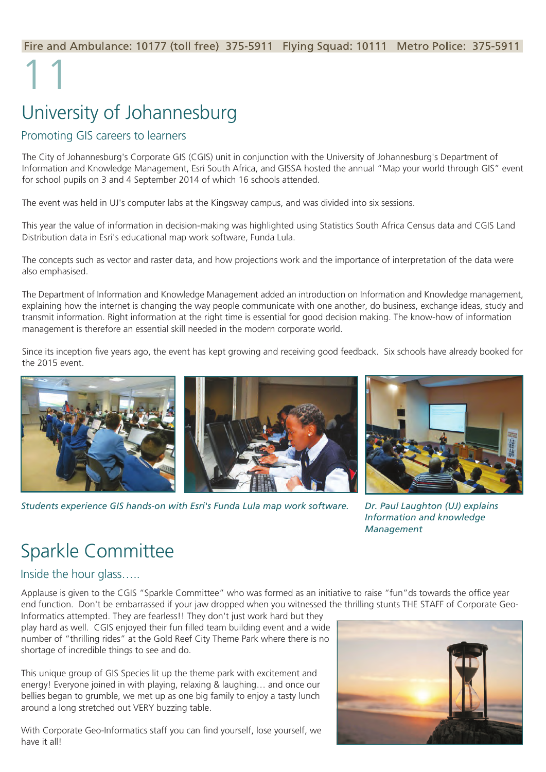# University of Johannesburg

## Promoting GIS careers to learners

The City of Johannesburg's Corporate GIS (CGIS) unit in conjunction with the University of Johannesburg's Department of Information and Knowledge Management, Esri South Africa, and GISSA hosted the annual "Map your world through GIS" event for school pupils on 3 and 4 September 2014 of which 16 schools attended.

The event was held in UJ's computer labs at the Kingsway campus, and was divided into six sessions.

This year the value of information in decision-making was highlighted using Statistics South Africa Census data and CGIS Land Distribution data in Esri's educational map work software, Funda Lula.

The concepts such as vector and raster data, and how projections work and the importance of interpretation of the data were also emphasised.

The Department of Information and Knowledge Management added an introduction on Information and Knowledge management, explaining how the internet is changing the way people communicate with one another, do business, exchange ideas, study and transmit information. Right information at the right time is essential for good decision making. The know-how of information management is therefore an essential skill needed in the modern corporate world.

Since its inception five years ago, the event has kept growing and receiving good feedback. Six schools have already booked for the 2015 event.

*Students experience GIS hands-on with Esri's Funda Lula map work software.*

*Dr. Paul Laughton (UJ) explains Information and knowledge Management*

# Sparkle Committee

## Inside the hour glass…..

Applause is given to the CGIS "Sparkle Committee" who was formed as an initiative to raise "fun"ds towards the office year end function. Don't be embarrassed if your jaw dropped when you witnessed the thrilling stunts THE STAFF of Corporate Geo-Informatics attempted. They are fearless!! They don't just work hard but they play hard as well. CGIS enjoyed their fun filled team building event and a wide number of "thrilling rides" at the Gold Reef City Theme Park where there is no shortage of incredible things to see and do.

This unique group of GIS Species lit up the theme park with excitement and energy! Everyone joined in with playing, relaxing & laughing… and once our bellies began to grumble, we met up as one big family to enjoy a tasty lunch around a long stretched out VERY buzzing table.

With Corporate Geo-Informatics staff you can find yourself, lose yourself, we have it all!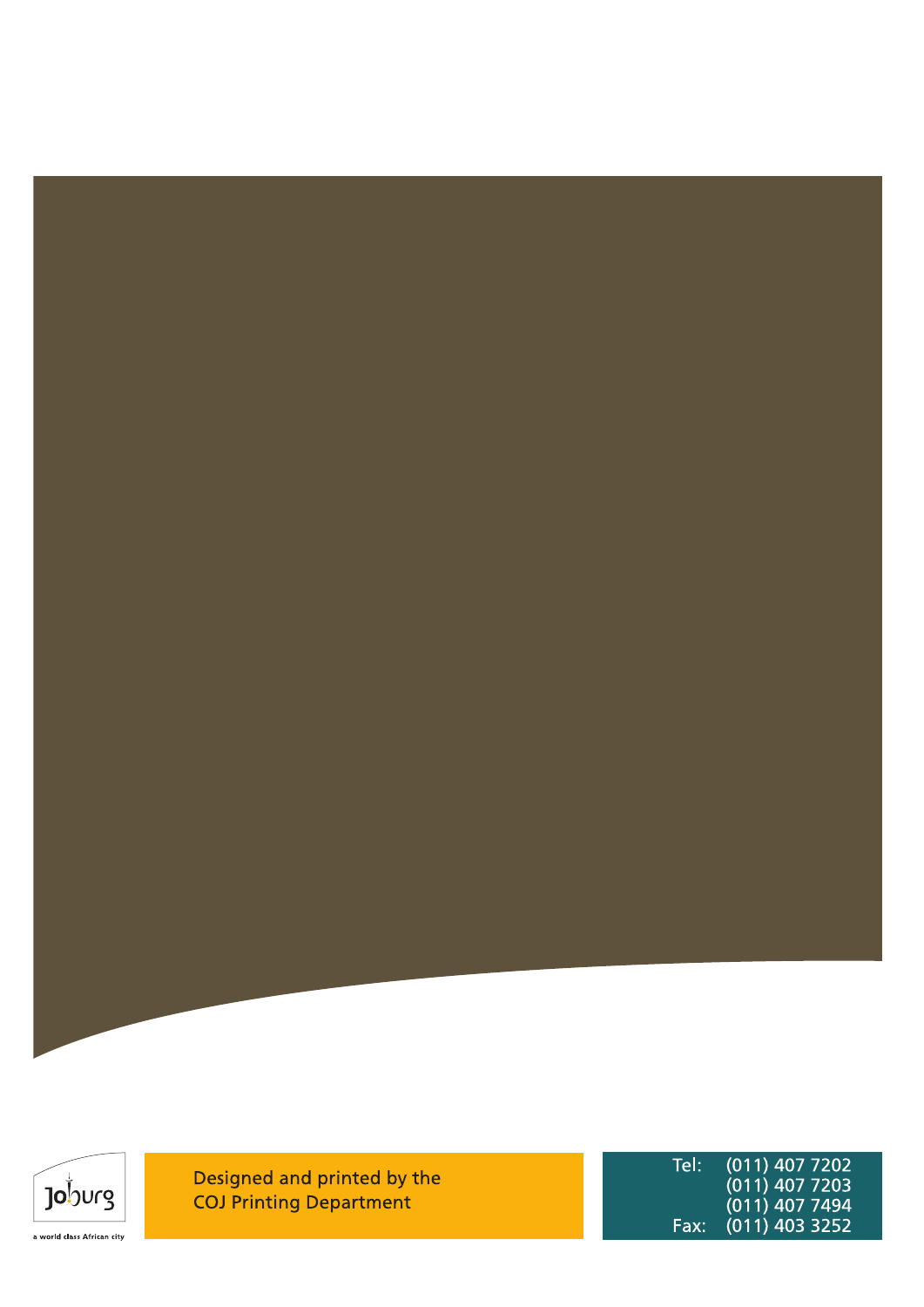Joburg

a world class African city

Designed and printed by the
COJ Printing Department

Tel: (011) 407 7202
(011) 407 7203
(011) 407 7494
Fax: (011) 403 3252